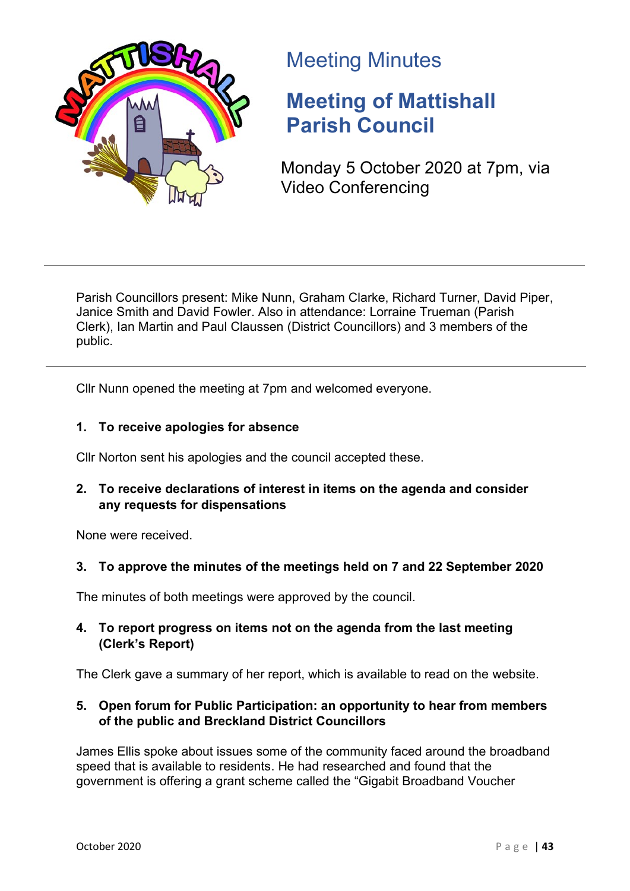Meeting Minutes

# Meeting of Mattishall Parish Council

Monday 5 October 2020 at 7pm, via Video Conferencing

---

Parish Councillors present: Mike Nunn, Graham Clarke, Richard Turner, David Piper, Janice Smith and David Fowler. Also in attendance: Lorraine Trueman (Parish Clerk), Ian Martin and Paul Claussen (District Councillors) and 3 members of the public.

---

Cllr Nunn opened the meeting at 7pm and welcomed everyone.

**1. To receive apologies for absence**

Cllr Norton sent his apologies and the council accepted these.

**2. To receive declarations of interest in items on the agenda and consider any requests for dispensations**

None were received.

**3. To approve the minutes of the meetings held on 7 and 22 September 2020**

The minutes of both meetings were approved by the council.

**4. To report progress on items not on the agenda from the last meeting (Clerk's Report)**

The Clerk gave a summary of her report, which is available to read on the website.

**5. Open forum for Public Participation: an opportunity to hear from members of the public and Breckland District Councillors**

James Ellis spoke about issues some of the community faced around the broadband speed that is available to residents. He had researched and found that the government is offering a grant scheme called the "Gigabit Broadband Voucher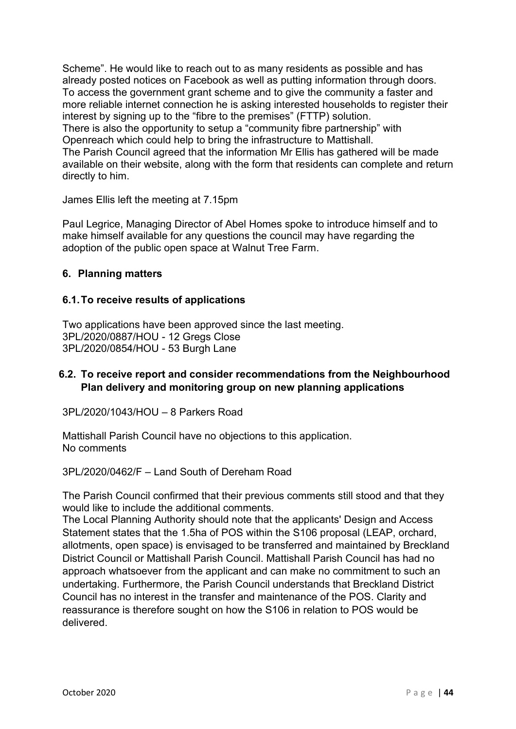Scheme". He would like to reach out to as many residents as possible and has already posted notices on Facebook as well as putting information through doors. To access the government grant scheme and to give the community a faster and more reliable internet connection he is asking interested households to register their interest by signing up to the "fibre to the premises" (FTTP) solution.
There is also the opportunity to setup a "community fibre partnership" with Openreach which could help to bring the infrastructure to Mattishall.
The Parish Council agreed that the information Mr Ellis has gathered will be made available on their website, along with the form that residents can complete and return directly to him.

James Ellis left the meeting at 7.15pm

Paul Legrice, Managing Director of Abel Homes spoke to introduce himself and to make himself available for any questions the council may have regarding the adoption of the public open space at Walnut Tree Farm.

## 6. Planning matters

### 6.1. To receive results of applications

Two applications have been approved since the last meeting.
3PL/2020/0887/HOU - 12 Gregs Close
3PL/2020/0854/HOU - 53 Burgh Lane

### 6.2. To receive report and consider recommendations from the Neighbourhood Plan delivery and monitoring group on new planning applications

3PL/2020/1043/HOU – 8 Parkers Road

Mattishall Parish Council have no objections to this application.
No comments

3PL/2020/0462/F – Land South of Dereham Road

The Parish Council confirmed that their previous comments still stood and that they would like to include the additional comments.
The Local Planning Authority should note that the applicants' Design and Access Statement states that the 1.5ha of POS within the S106 proposal (LEAP, orchard, allotments, open space) is envisaged to be transferred and maintained by Breckland District Council or Mattishall Parish Council. Mattishall Parish Council has had no approach whatsoever from the applicant and can make no commitment to such an undertaking. Furthermore, the Parish Council understands that Breckland District Council has no interest in the transfer and maintenance of the POS. Clarity and reassurance is therefore sought on how the S106 in relation to POS would be delivered.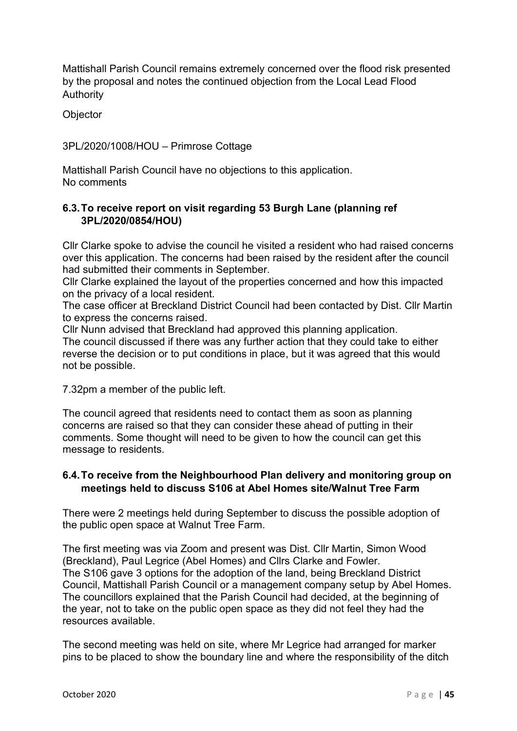Mattishall Parish Council remains extremely concerned over the flood risk presented by the proposal and notes the continued objection from the Local Lead Flood Authority

Objector

3PL/2020/1008/HOU – Primrose Cottage

Mattishall Parish Council have no objections to this application.
No comments

### 6.3. To receive report on visit regarding 53 Burgh Lane (planning ref 3PL/2020/0854/HOU)

Cllr Clarke spoke to advise the council he visited a resident who had raised concerns over this application. The concerns had been raised by the resident after the council had submitted their comments in September.
Cllr Clarke explained the layout of the properties concerned and how this impacted on the privacy of a local resident.
The case officer at Breckland District Council had been contacted by Dist. Cllr Martin to express the concerns raised.
Cllr Nunn advised that Breckland had approved this planning application.
The council discussed if there was any further action that they could take to either reverse the decision or to put conditions in place, but it was agreed that this would not be possible.

7.32pm a member of the public left.

The council agreed that residents need to contact them as soon as planning concerns are raised so that they can consider these ahead of putting in their comments. Some thought will need to be given to how the council can get this message to residents.

### 6.4. To receive from the Neighbourhood Plan delivery and monitoring group on meetings held to discuss S106 at Abel Homes site/Walnut Tree Farm

There were 2 meetings held during September to discuss the possible adoption of the public open space at Walnut Tree Farm.

The first meeting was via Zoom and present was Dist. Cllr Martin, Simon Wood (Breckland), Paul Legrice (Abel Homes) and Cllrs Clarke and Fowler.
The S106 gave 3 options for the adoption of the land, being Breckland District Council, Mattishall Parish Council or a management company setup by Abel Homes. The councillors explained that the Parish Council had decided, at the beginning of the year, not to take on the public open space as they did not feel they had the resources available.

The second meeting was held on site, where Mr Legrice had arranged for marker pins to be placed to show the boundary line and where the responsibility of the ditch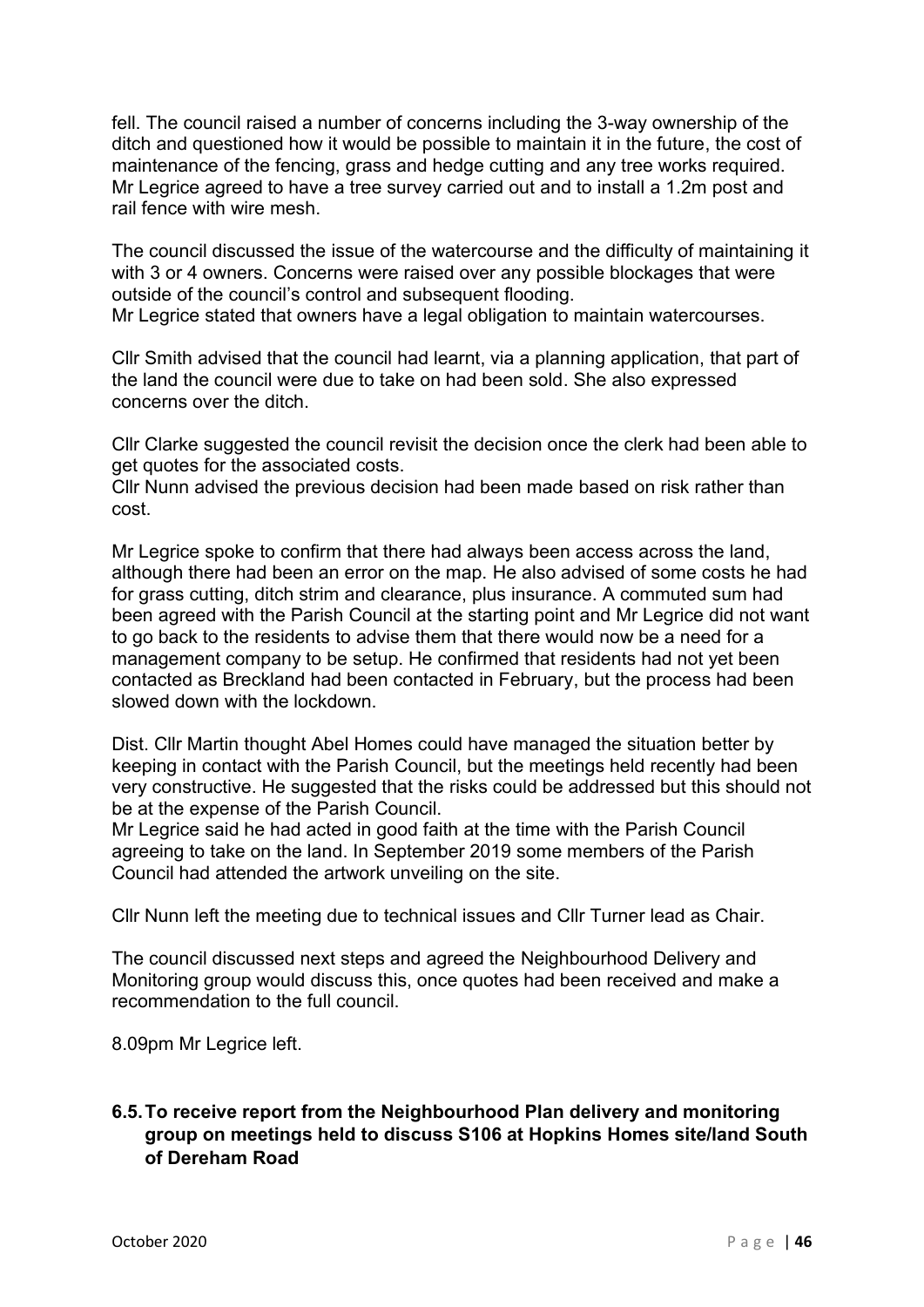fell. The council raised a number of concerns including the 3-way ownership of the ditch and questioned how it would be possible to maintain it in the future, the cost of maintenance of the fencing, grass and hedge cutting and any tree works required. Mr Legrice agreed to have a tree survey carried out and to install a 1.2m post and rail fence with wire mesh.

The council discussed the issue of the watercourse and the difficulty of maintaining it with 3 or 4 owners. Concerns were raised over any possible blockages that were outside of the council's control and subsequent flooding.
Mr Legrice stated that owners have a legal obligation to maintain watercourses.

Cllr Smith advised that the council had learnt, via a planning application, that part of the land the council were due to take on had been sold. She also expressed concerns over the ditch.

Cllr Clarke suggested the council revisit the decision once the clerk had been able to get quotes for the associated costs.
Cllr Nunn advised the previous decision had been made based on risk rather than cost.

Mr Legrice spoke to confirm that there had always been access across the land, although there had been an error on the map. He also advised of some costs he had for grass cutting, ditch strim and clearance, plus insurance. A commuted sum had been agreed with the Parish Council at the starting point and Mr Legrice did not want to go back to the residents to advise them that there would now be a need for a management company to be setup. He confirmed that residents had not yet been contacted as Breckland had been contacted in February, but the process had been slowed down with the lockdown.

Dist. Cllr Martin thought Abel Homes could have managed the situation better by keeping in contact with the Parish Council, but the meetings held recently had been very constructive. He suggested that the risks could be addressed but this should not be at the expense of the Parish Council.
Mr Legrice said he had acted in good faith at the time with the Parish Council agreeing to take on the land. In September 2019 some members of the Parish Council had attended the artwork unveiling on the site.

Cllr Nunn left the meeting due to technical issues and Cllr Turner lead as Chair.

The council discussed next steps and agreed the Neighbourhood Delivery and Monitoring group would discuss this, once quotes had been received and make a recommendation to the full council.

8.09pm Mr Legrice left.

**6.5. To receive report from the Neighbourhood Plan delivery and monitoring group on meetings held to discuss S106 at Hopkins Homes site/land South of Dereham Road**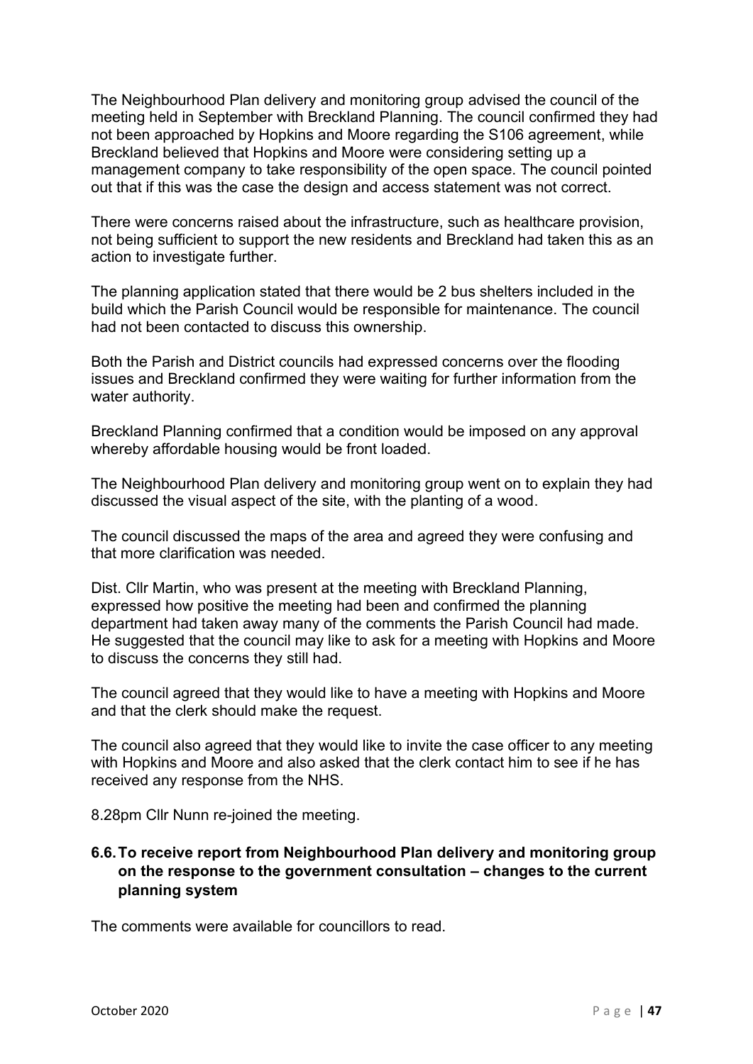The Neighbourhood Plan delivery and monitoring group advised the council of the meeting held in September with Breckland Planning. The council confirmed they had not been approached by Hopkins and Moore regarding the S106 agreement, while Breckland believed that Hopkins and Moore were considering setting up a management company to take responsibility of the open space. The council pointed out that if this was the case the design and access statement was not correct.

There were concerns raised about the infrastructure, such as healthcare provision, not being sufficient to support the new residents and Breckland had taken this as an action to investigate further.

The planning application stated that there would be 2 bus shelters included in the build which the Parish Council would be responsible for maintenance. The council had not been contacted to discuss this ownership.

Both the Parish and District councils had expressed concerns over the flooding issues and Breckland confirmed they were waiting for further information from the water authority.

Breckland Planning confirmed that a condition would be imposed on any approval whereby affordable housing would be front loaded.

The Neighbourhood Plan delivery and monitoring group went on to explain they had discussed the visual aspect of the site, with the planting of a wood.

The council discussed the maps of the area and agreed they were confusing and that more clarification was needed.

Dist. Cllr Martin, who was present at the meeting with Breckland Planning, expressed how positive the meeting had been and confirmed the planning department had taken away many of the comments the Parish Council had made. He suggested that the council may like to ask for a meeting with Hopkins and Moore to discuss the concerns they still had.

The council agreed that they would like to have a meeting with Hopkins and Moore and that the clerk should make the request.

The council also agreed that they would like to invite the case officer to any meeting with Hopkins and Moore and also asked that the clerk contact him to see if he has received any response from the NHS.

8.28pm Cllr Nunn re-joined the meeting.

### 6.6. To receive report from Neighbourhood Plan delivery and monitoring group on the response to the government consultation – changes to the current planning system

The comments were available for councillors to read.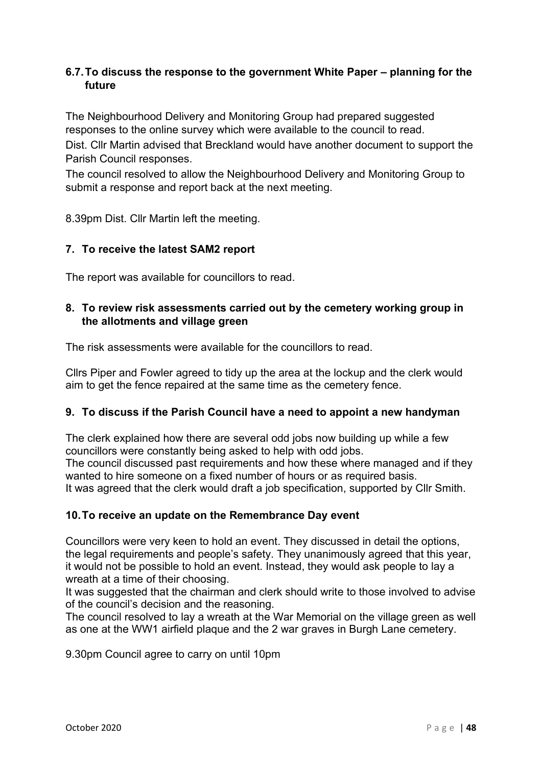### 6.7. To discuss the response to the government White Paper – planning for the future

The Neighbourhood Delivery and Monitoring Group had prepared suggested responses to the online survey which were available to the council to read.
Dist. Cllr Martin advised that Breckland would have another document to support the Parish Council responses.
The council resolved to allow the Neighbourhood Delivery and Monitoring Group to submit a response and report back at the next meeting.

8.39pm Dist. Cllr Martin left the meeting.

### 7. To receive the latest SAM2 report

The report was available for councillors to read.

### 8. To review risk assessments carried out by the cemetery working group in the allotments and village green

The risk assessments were available for the councillors to read.

Cllrs Piper and Fowler agreed to tidy up the area at the lockup and the clerk would aim to get the fence repaired at the same time as the cemetery fence.

### 9. To discuss if the Parish Council have a need to appoint a new handyman

The clerk explained how there are several odd jobs now building up while a few councillors were constantly being asked to help with odd jobs.
The council discussed past requirements and how these where managed and if they wanted to hire someone on a fixed number of hours or as required basis.
It was agreed that the clerk would draft a job specification, supported by Cllr Smith.

### 10. To receive an update on the Remembrance Day event

Councillors were very keen to hold an event. They discussed in detail the options, the legal requirements and people's safety. They unanimously agreed that this year, it would not be possible to hold an event. Instead, they would ask people to lay a wreath at a time of their choosing.
It was suggested that the chairman and clerk should write to those involved to advise of the council's decision and the reasoning.
The council resolved to lay a wreath at the War Memorial on the village green as well as one at the WW1 airfield plaque and the 2 war graves in Burgh Lane cemetery.

9.30pm Council agree to carry on until 10pm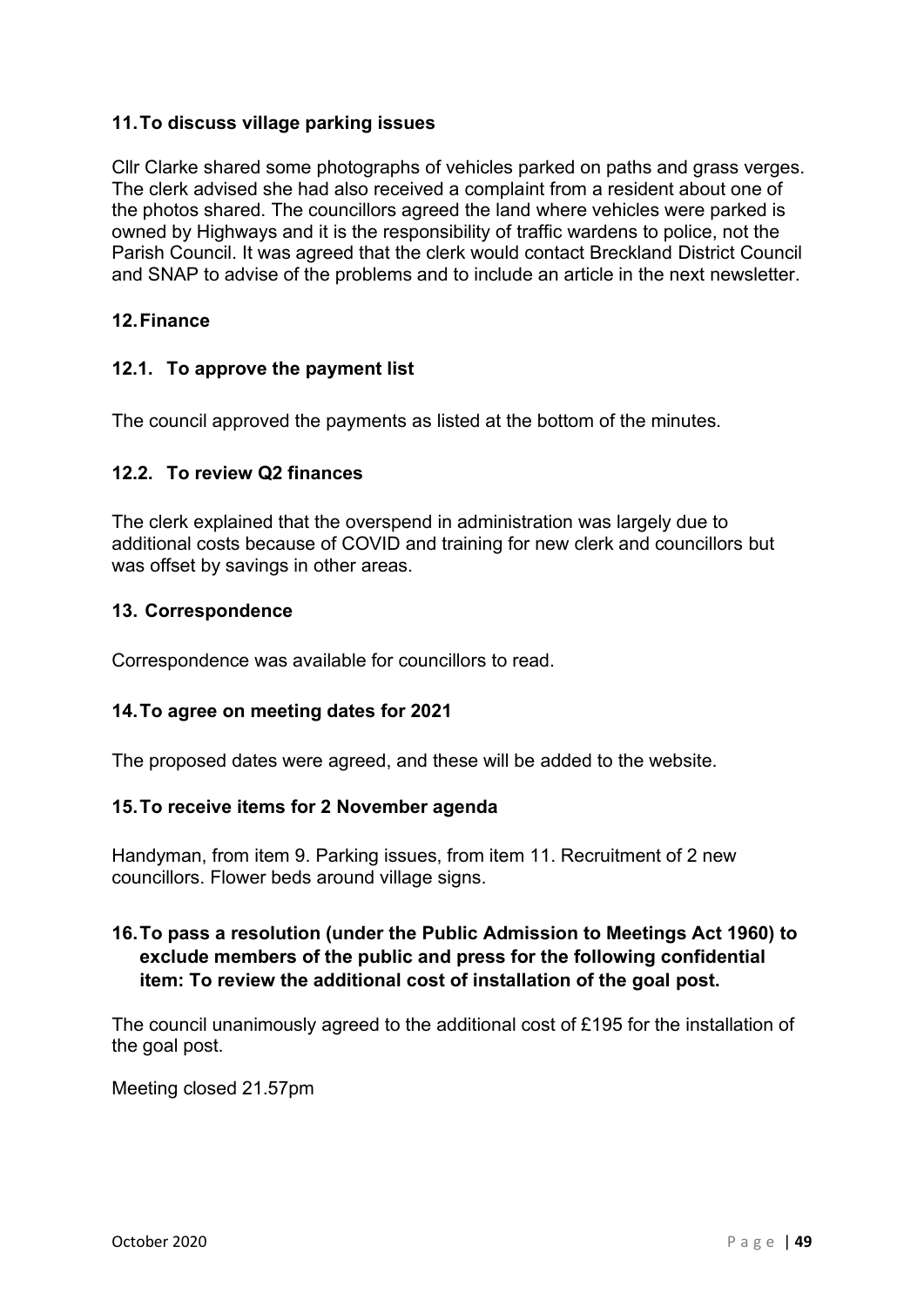### 11. To discuss village parking issues

Cllr Clarke shared some photographs of vehicles parked on paths and grass verges. The clerk advised she had also received a complaint from a resident about one of the photos shared. The councillors agreed the land where vehicles were parked is owned by Highways and it is the responsibility of traffic wardens to police, not the Parish Council. It was agreed that the clerk would contact Breckland District Council and SNAP to advise of the problems and to include an article in the next newsletter.

### 12. Finance

#### 12.1. To approve the payment list

The council approved the payments as listed at the bottom of the minutes.

#### 12.2. To review Q2 finances

The clerk explained that the overspend in administration was largely due to additional costs because of COVID and training for new clerk and councillors but was offset by savings in other areas.

### 13. Correspondence

Correspondence was available for councillors to read.

### 14. To agree on meeting dates for 2021

The proposed dates were agreed, and these will be added to the website.

### 15. To receive items for 2 November agenda

Handyman, from item 9. Parking issues, from item 11. Recruitment of 2 new councillors. Flower beds around village signs.

### 16. To pass a resolution (under the Public Admission to Meetings Act 1960) to exclude members of the public and press for the following confidential item: To review the additional cost of installation of the goal post.

The council unanimously agreed to the additional cost of £195 for the installation of the goal post.

Meeting closed 21.57pm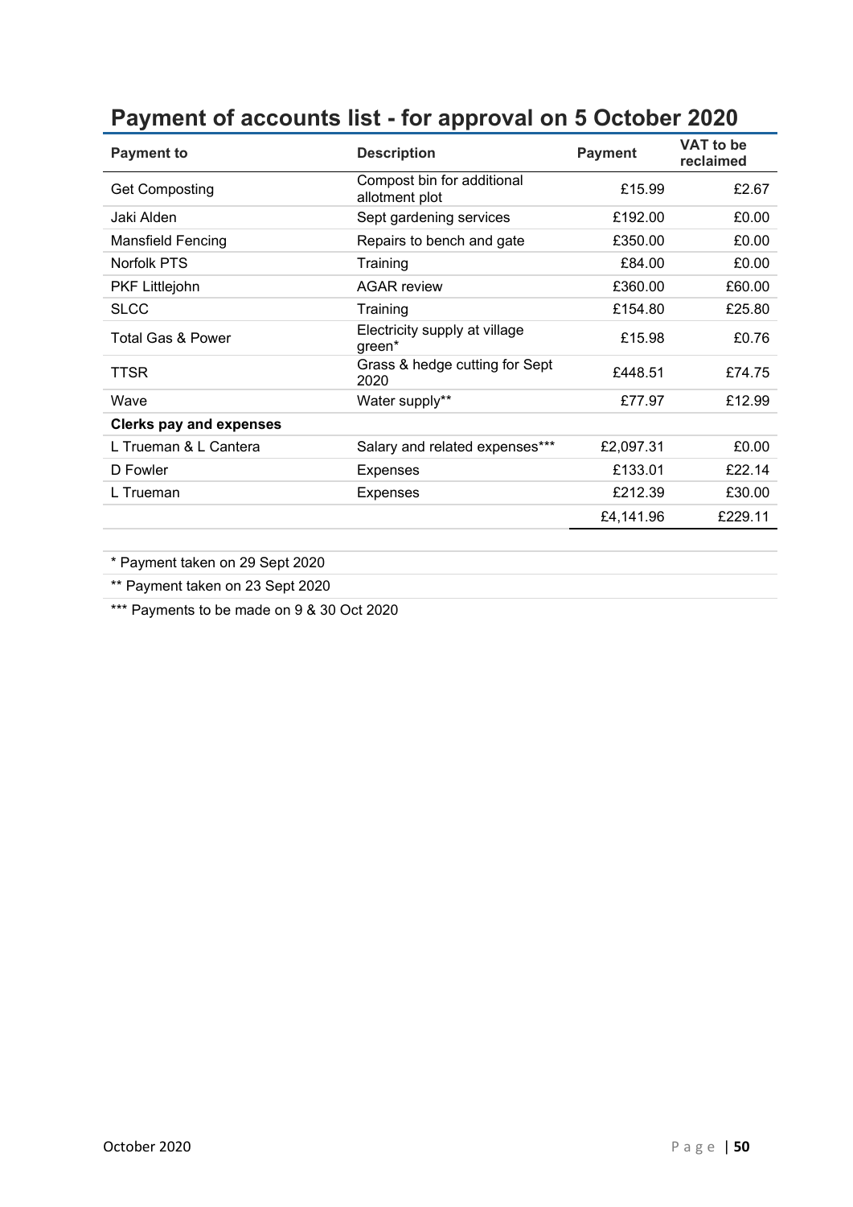# Payment of accounts list - for approval on 5 October 2020

| Payment to | Description | Payment | VAT to be reclaimed |
|---|---|---|---|
| Get Composting | Compost bin for additional allotment plot | £15.99 | £2.67 |
| Jaki Alden | Sept gardening services | £192.00 | £0.00 |
| Mansfield Fencing | Repairs to bench and gate | £350.00 | £0.00 |
| Norfolk PTS | Training | £84.00 | £0.00 |
| PKF Littlejohn | AGAR review | £360.00 | £60.00 |
| SLCC | Training | £154.80 | £25.80 |
| Total Gas & Power | Electricity supply at village green* | £15.98 | £0.76 |
| TTSR | Grass & hedge cutting for Sept 2020 | £448.51 | £74.75 |
| Wave | Water supply** | £77.97 | £12.99 |
| **Clerks pay and expenses** | | | |
| L Trueman & L Cantera | Salary and related expenses*** | £2,097.31 | £0.00 |
| D Fowler | Expenses | £133.01 | £22.14 |
| L Trueman | Expenses | £212.39 | £30.00 |
| | | £4,141.96 | £229.11 |

* Payment taken on 29 Sept 2020

** Payment taken on 23 Sept 2020

*** Payments to be made on 9 & 30 Oct 2020